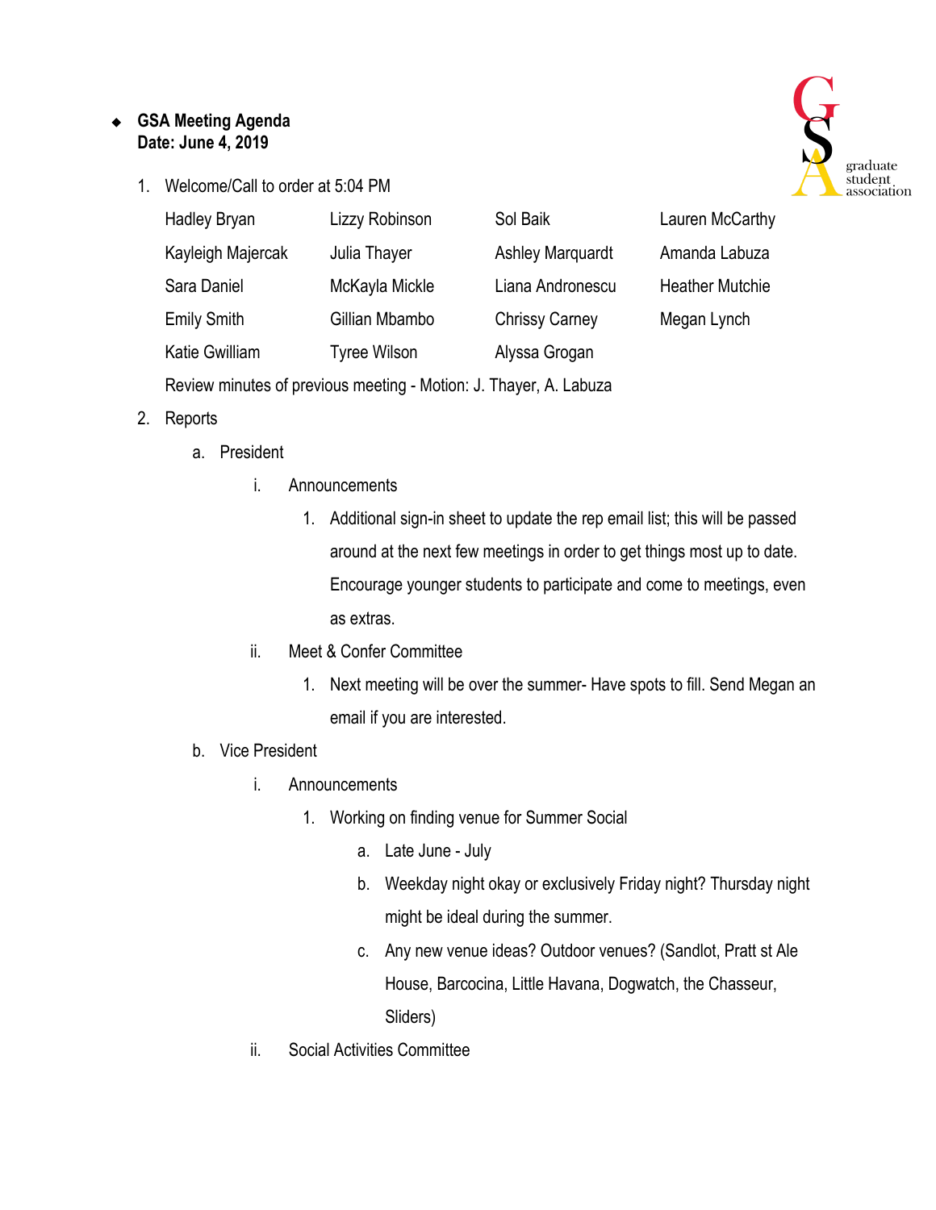- **GSA Meeting Agenda**
  **Date: June 4, 2019**

1. Welcome/Call to order at 5:04 PM

| | | | |
|---|---|---|---|
| Hadley Bryan | Lizzy Robinson | Sol Baik | Lauren McCarthy |
| Kayleigh Majercak | Julia Thayer | Ashley Marquardt | Amanda Labuza |
| Sara Daniel | McKayla Mickle | Liana Andronescu | Heather Mutchie |
| Emily Smith | Gillian Mbambo | Chrissy Carney | Megan Lynch |
| Katie Gwilliam | Tyree Wilson | Alyssa Grogan | |

   Review minutes of previous meeting - Motion: J. Thayer, A. Labuza

2. Reports
   a. President
      i. Announcements
         1. Additional sign-in sheet to update the rep email list; this will be passed around at the next few meetings in order to get things most up to date. Encourage younger students to participate and come to meetings, even as extras.
      ii. Meet & Confer Committee
         1. Next meeting will be over the summer- Have spots to fill. Send Megan an email if you are interested.
   b. Vice President
      i. Announcements
         1. Working on finding venue for Summer Social
            a. Late June - July
            b. Weekday night okay or exclusively Friday night? Thursday night might be ideal during the summer.
            c. Any new venue ideas? Outdoor venues? (Sandlot, Pratt st Ale House, Barcocina, Little Havana, Dogwatch, the Chasseur, Sliders)
      ii. Social Activities Committee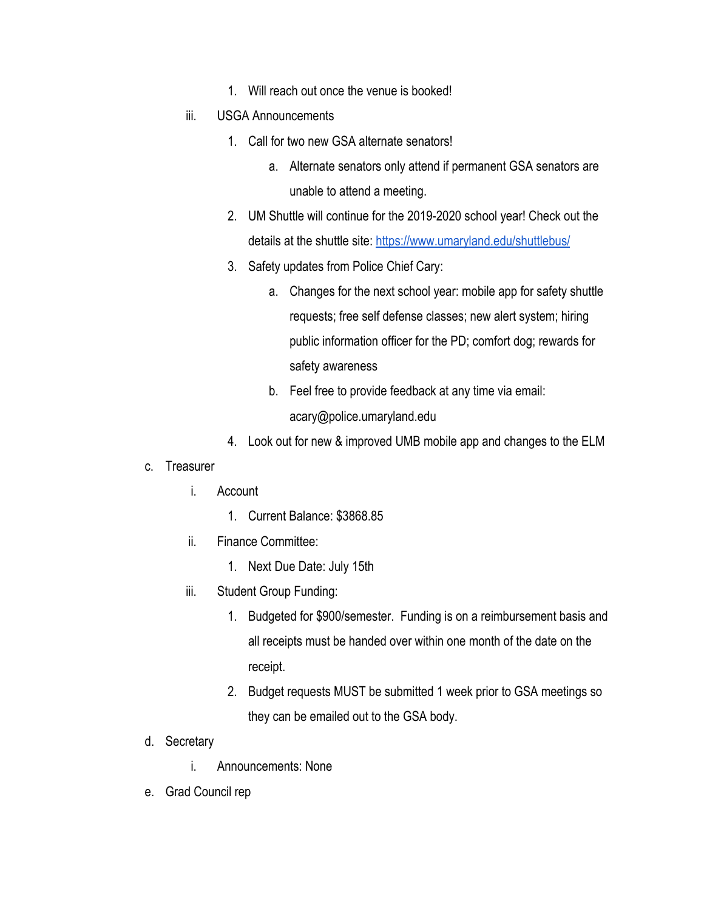1. Will reach out once the venue is booked!

    iii. USGA Announcements

        1. Call for two new GSA alternate senators!

            a. Alternate senators only attend if permanent GSA senators are unable to attend a meeting.

        2. UM Shuttle will continue for the 2019-2020 school year! Check out the details at the shuttle site: [https://www.umaryland.edu/shuttlebus/](https://www.umaryland.edu/shuttlebus/)

        3. Safety updates from Police Chief Cary:

            a. Changes for the next school year: mobile app for safety shuttle requests; free self defense classes; new alert system; hiring public information officer for the PD; comfort dog; rewards for safety awareness

            b. Feel free to provide feedback at any time via email: acary@police.umaryland.edu

        4. Look out for new & improved UMB mobile app and changes to the ELM

c. Treasurer

    i. Account

        1. Current Balance: $3868.85

    ii. Finance Committee:

        1. Next Due Date: July 15th

    iii. Student Group Funding:

        1. Budgeted for $900/semester. Funding is on a reimbursement basis and all receipts must be handed over within one month of the date on the receipt.

        2. Budget requests MUST be submitted 1 week prior to GSA meetings so they can be emailed out to the GSA body.

d. Secretary

    i. Announcements: None

e. Grad Council rep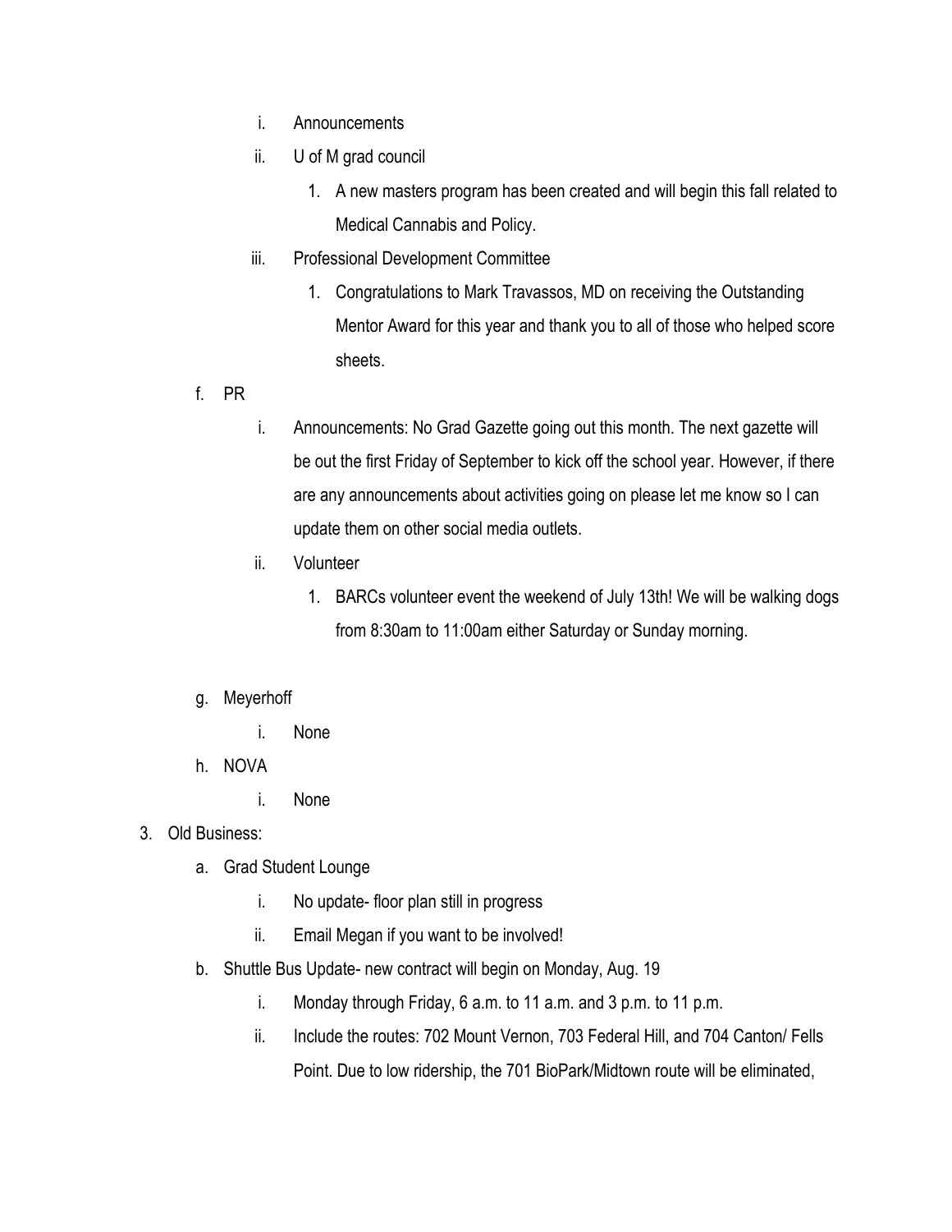i. Announcements
ii. U of M grad council
   1. A new masters program has been created and will begin this fall related to Medical Cannabis and Policy.
iii. Professional Development Committee
   1. Congratulations to Mark Travassos, MD on receiving the Outstanding Mentor Award for this year and thank you to all of those who helped score sheets.

f. PR
   i. Announcements: No Grad Gazette going out this month. The next gazette will be out the first Friday of September to kick off the school year. However, if there are any announcements about activities going on please let me know so I can update them on other social media outlets.
   ii. Volunteer
      1. BARCs volunteer event the weekend of July 13th! We will be walking dogs from 8:30am to 11:00am either Saturday or Sunday morning.

g. Meyerhoff
   i. None

h. NOVA
   i. None

3. Old Business:
   a. Grad Student Lounge
      i. No update- floor plan still in progress
      ii. Email Megan if you want to be involved!
   b. Shuttle Bus Update- new contract will begin on Monday, Aug. 19
      i. Monday through Friday, 6 a.m. to 11 a.m. and 3 p.m. to 11 p.m.
      ii. Include the routes: 702 Mount Vernon, 703 Federal Hill, and 704 Canton/ Fells Point. Due to low ridership, the 701 BioPark/Midtown route will be eliminated,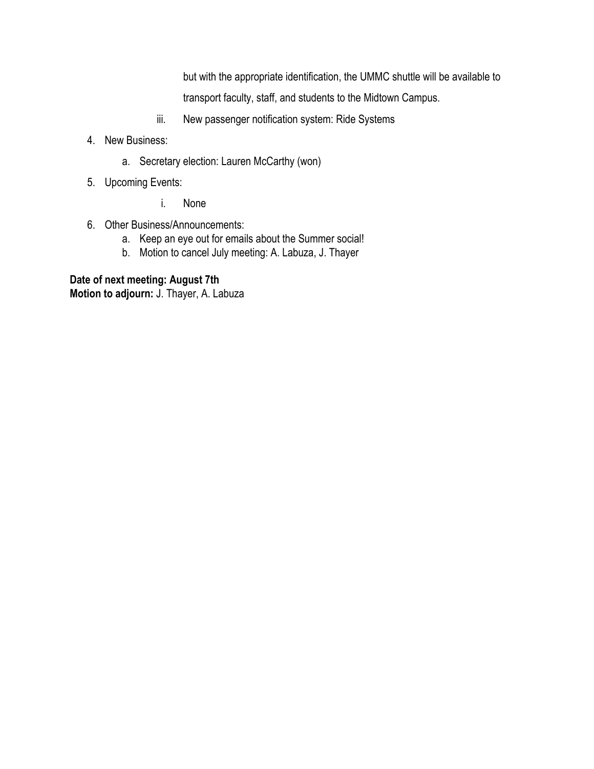but with the appropriate identification, the UMMC shuttle will be available to transport faculty, staff, and students to the Midtown Campus.

iii. New passenger notification system: Ride Systems

4. New Business:
   a. Secretary election: Lauren McCarthy (won)
5. Upcoming Events:
   i. None
6. Other Business/Announcements:
   a. Keep an eye out for emails about the Summer social!
   b. Motion to cancel July meeting: A. Labuza, J. Thayer

**Date of next meeting: August 7th**
**Motion to adjourn:** J. Thayer, A. Labuza